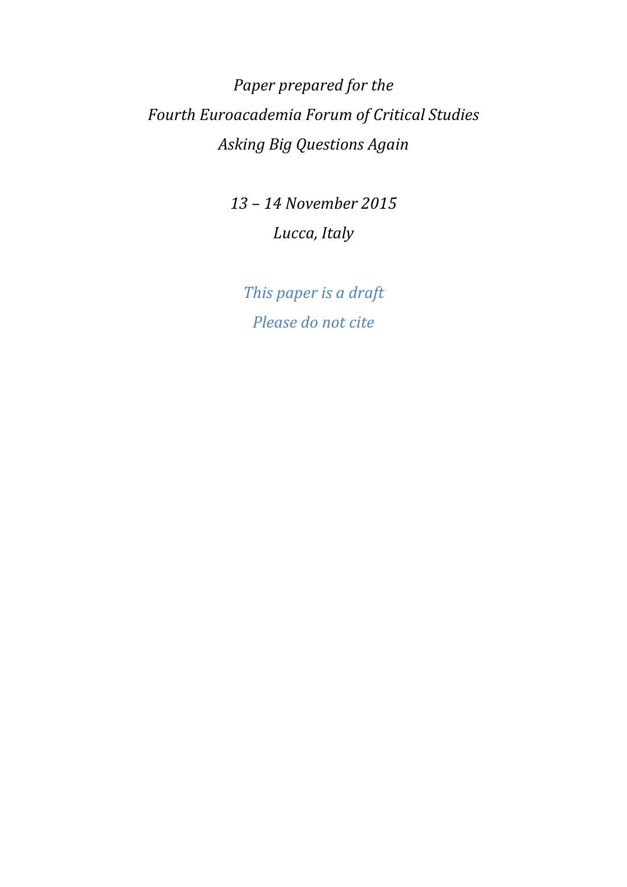*Paper prepared for the*

*Fourth Euroacademia Forum of Critical Studies*

*Asking Big Questions Again*

*13 – 14 November 2015*

*Lucca, Italy*

*This paper is a draft*

*Please do not cite*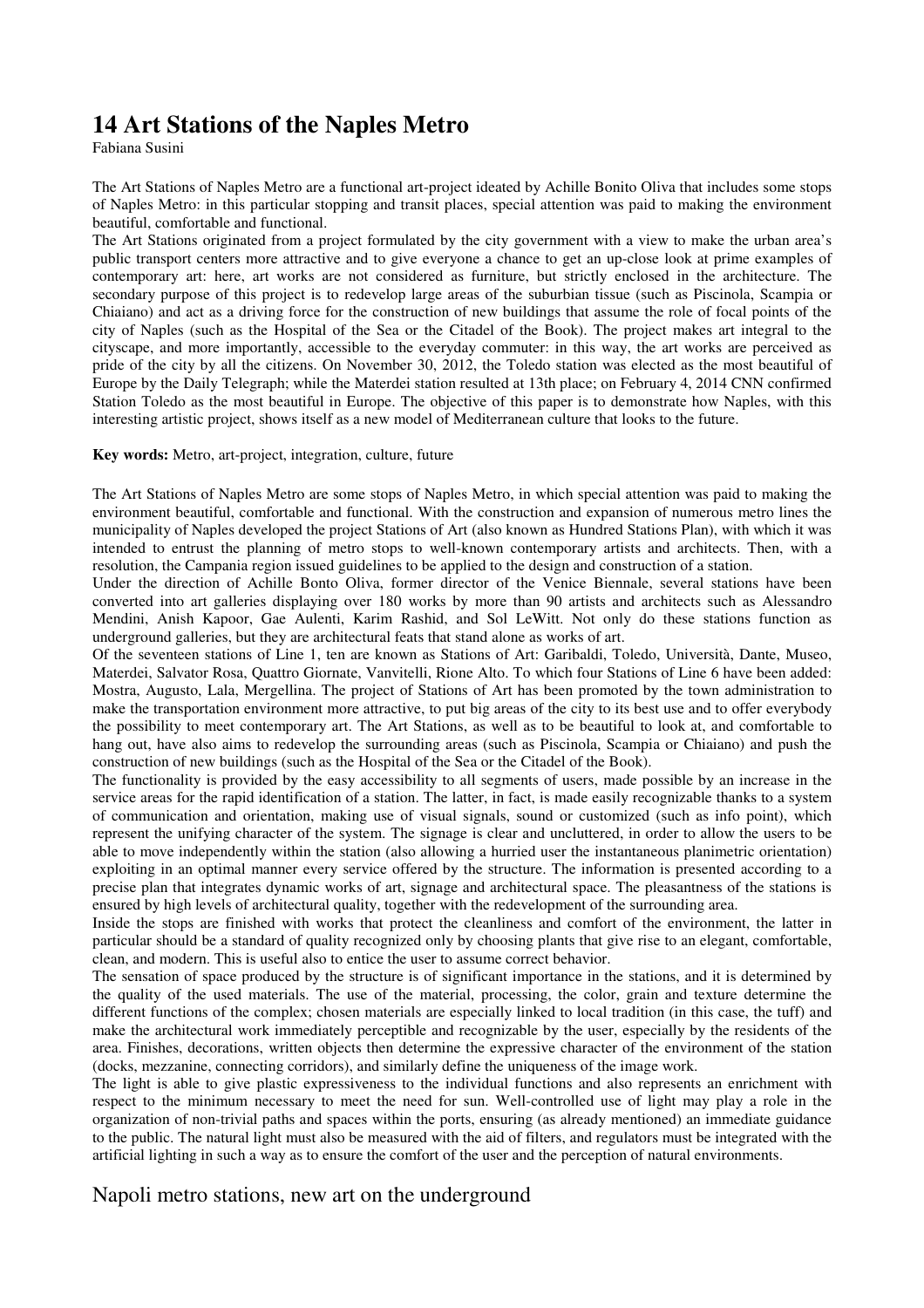# 14 Art Stations of the Naples Metro

Fabiana Susini

The Art Stations of Naples Metro are a functional art-project ideated by Achille Bonito Oliva that includes some stops of Naples Metro: in this particular stopping and transit places, special attention was paid to making the environment beautiful, comfortable and functional.

The Art Stations originated from a project formulated by the city government with a view to make the urban area's public transport centers more attractive and to give everyone a chance to get an up-close look at prime examples of contemporary art: here, art works are not considered as furniture, but strictly enclosed in the architecture. The secondary purpose of this project is to redevelop large areas of the suburbian tissue (such as Piscinola, Scampia or Chiaiano) and act as a driving force for the construction of new buildings that assume the role of focal points of the city of Naples (such as the Hospital of the Sea or the Citadel of the Book). The project makes art integral to the cityscape, and more importantly, accessible to the everyday commuter: in this way, the art works are perceived as pride of the city by all the citizens. On November 30, 2012, the Toledo station was elected as the most beautiful of Europe by the Daily Telegraph; while the Materdei station resulted at 13th place; on February 4, 2014 CNN confirmed Station Toledo as the most beautiful in Europe. The objective of this paper is to demonstrate how Naples, with this interesting artistic project, shows itself as a new model of Mediterranean culture that looks to the future.

**Key words:** Metro, art-project, integration, culture, future

The Art Stations of Naples Metro are some stops of Naples Metro, in which special attention was paid to making the environment beautiful, comfortable and functional. With the construction and expansion of numerous metro lines the municipality of Naples developed the project Stations of Art (also known as Hundred Stations Plan), with which it was intended to entrust the planning of metro stops to well-known contemporary artists and architects. Then, with a resolution, the Campania region issued guidelines to be applied to the design and construction of a station.

Under the direction of Achille Bonto Oliva, former director of the Venice Biennale, several stations have been converted into art galleries displaying over 180 works by more than 90 artists and architects such as Alessandro Mendini, Anish Kapoor, Gae Aulenti, Karim Rashid, and Sol LeWitt. Not only do these stations function as underground galleries, but they are architectural feats that stand alone as works of art.

Of the seventeen stations of Line 1, ten are known as Stations of Art: Garibaldi, Toledo, Università, Dante, Museo, Materdei, Salvator Rosa, Quattro Giornate, Vanvitelli, Rione Alto. To which four Stations of Line 6 have been added: Mostra, Augusto, Lala, Mergellina. The project of Stations of Art has been promoted by the town administration to make the transportation environment more attractive, to put big areas of the city to its best use and to offer everybody the possibility to meet contemporary art. The Art Stations, as well as to be beautiful to look at, and comfortable to hang out, have also aims to redevelop the surrounding areas (such as Piscinola, Scampia or Chiaiano) and push the construction of new buildings (such as the Hospital of the Sea or the Citadel of the Book).

The functionality is provided by the easy accessibility to all segments of users, made possible by an increase in the service areas for the rapid identification of a station. The latter, in fact, is made easily recognizable thanks to a system of communication and orientation, making use of visual signals, sound or customized (such as info point), which represent the unifying character of the system. The signage is clear and uncluttered, in order to allow the users to be able to move independently within the station (also allowing a hurried user the instantaneous planimetric orientation) exploiting in an optimal manner every service offered by the structure. The information is presented according to a precise plan that integrates dynamic works of art, signage and architectural space. The pleasantness of the stations is ensured by high levels of architectural quality, together with the redevelopment of the surrounding area.

Inside the stops are finished with works that protect the cleanliness and comfort of the environment, the latter in particular should be a standard of quality recognized only by choosing plants that give rise to an elegant, comfortable, clean, and modern. This is useful also to entice the user to assume correct behavior.

The sensation of space produced by the structure is of significant importance in the stations, and it is determined by the quality of the used materials. The use of the material, processing, the color, grain and texture determine the different functions of the complex; chosen materials are especially linked to local tradition (in this case, the tuff) and make the architectural work immediately perceptible and recognizable by the user, especially by the residents of the area. Finishes, decorations, written objects then determine the expressive character of the environment of the station (docks, mezzanine, connecting corridors), and similarly define the uniqueness of the image work.

The light is able to give plastic expressiveness to the individual functions and also represents an enrichment with respect to the minimum necessary to meet the need for sun. Well-controlled use of light may play a role in the organization of non-trivial paths and spaces within the ports, ensuring (as already mentioned) an immediate guidance to the public. The natural light must also be measured with the aid of filters, and regulators must be integrated with the artificial lighting in such a way as to ensure the comfort of the user and the perception of natural environments.

## Napoli metro stations, new art on the underground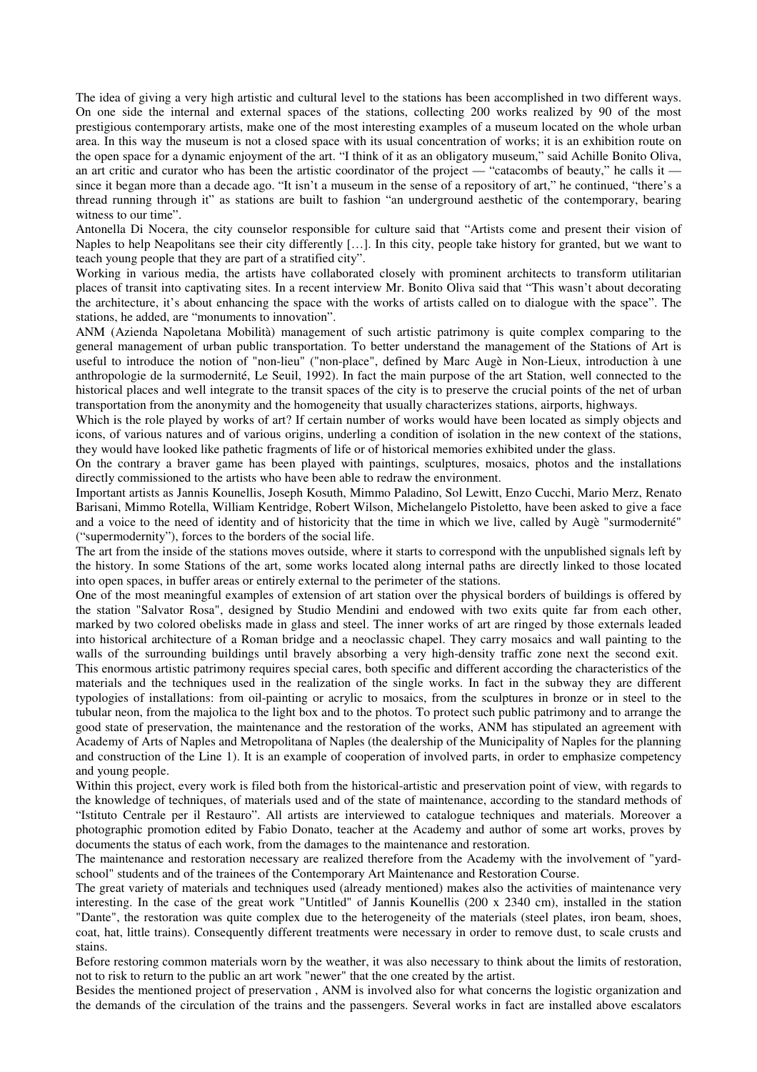The idea of giving a very high artistic and cultural level to the stations has been accomplished in two different ways. On one side the internal and external spaces of the stations, collecting 200 works realized by 90 of the most prestigious contemporary artists, make one of the most interesting examples of a museum located on the whole urban area. In this way the museum is not a closed space with its usual concentration of works; it is an exhibition route on the open space for a dynamic enjoyment of the art. "I think of it as an obligatory museum," said Achille Bonito Oliva, an art critic and curator who has been the artistic coordinator of the project — "catacombs of beauty," he calls it — since it began more than a decade ago. "It isn't a museum in the sense of a repository of art," he continued, "there's a thread running through it" as stations are built to fashion "an underground aesthetic of the contemporary, bearing witness to our time".

Antonella Di Nocera, the city counselor responsible for culture said that "Artists come and present their vision of Naples to help Neapolitans see their city differently […]. In this city, people take history for granted, but we want to teach young people that they are part of a stratified city".

Working in various media, the artists have collaborated closely with prominent architects to transform utilitarian places of transit into captivating sites. In a recent interview Mr. Bonito Oliva said that "This wasn't about decorating the architecture, it's about enhancing the space with the works of artists called on to dialogue with the space". The stations, he added, are "monuments to innovation".

ANM (Azienda Napoletana Mobilità) management of such artistic patrimony is quite complex comparing to the general management of urban public transportation. To better understand the management of the Stations of Art is useful to introduce the notion of "non-lieu" ("non-place", defined by Marc Augè in Non-Lieux, introduction à une anthropologie de la surmodernité, Le Seuil, 1992). In fact the main purpose of the art Station, well connected to the historical places and well integrate to the transit spaces of the city is to preserve the crucial points of the net of urban transportation from the anonymity and the homogeneity that usually characterizes stations, airports, highways.

Which is the role played by works of art? If certain number of works would have been located as simply objects and icons, of various natures and of various origins, underling a condition of isolation in the new context of the stations, they would have looked like pathetic fragments of life or of historical memories exhibited under the glass.

On the contrary a braver game has been played with paintings, sculptures, mosaics, photos and the installations directly commissioned to the artists who have been able to redraw the environment.

Important artists as Jannis Kounellis, Joseph Kosuth, Mimmo Paladino, Sol Lewitt, Enzo Cucchi, Mario Merz, Renato Barisani, Mimmo Rotella, William Kentridge, Robert Wilson, Michelangelo Pistoletto, have been asked to give a face and a voice to the need of identity and of historicity that the time in which we live, called by Augè "surmodernité" ("supermodernity"), forces to the borders of the social life.

The art from the inside of the stations moves outside, where it starts to correspond with the unpublished signals left by the history. In some Stations of the art, some works located along internal paths are directly linked to those located into open spaces, in buffer areas or entirely external to the perimeter of the stations.

One of the most meaningful examples of extension of art station over the physical borders of buildings is offered by the station "Salvator Rosa", designed by Studio Mendini and endowed with two exits quite far from each other, marked by two colored obelisks made in glass and steel. The inner works of art are ringed by those externals leaded into historical architecture of a Roman bridge and a neoclassic chapel. They carry mosaics and wall painting to the walls of the surrounding buildings until bravely absorbing a very high-density traffic zone next the second exit.

This enormous artistic patrimony requires special cares, both specific and different according the characteristics of the materials and the techniques used in the realization of the single works. In fact in the subway they are different typologies of installations: from oil-painting or acrylic to mosaics, from the sculptures in bronze or in steel to the tubular neon, from the majolica to the light box and to the photos. To protect such public patrimony and to arrange the good state of preservation, the maintenance and the restoration of the works, ANM has stipulated an agreement with Academy of Arts of Naples and Metropolitana of Naples (the dealership of the Municipality of Naples for the planning and construction of the Line 1). It is an example of cooperation of involved parts, in order to emphasize competency and young people.

Within this project, every work is filed both from the historical-artistic and preservation point of view, with regards to the knowledge of techniques, of materials used and of the state of maintenance, according to the standard methods of "Istituto Centrale per il Restauro". All artists are interviewed to catalogue techniques and materials. Moreover a photographic promotion edited by Fabio Donato, teacher at the Academy and author of some art works, proves by documents the status of each work, from the damages to the maintenance and restoration.

The maintenance and restoration necessary are realized therefore from the Academy with the involvement of "yard-school" students and of the trainees of the Contemporary Art Maintenance and Restoration Course.

The great variety of materials and techniques used (already mentioned) makes also the activities of maintenance very interesting. In the case of the great work "Untitled" of Jannis Kounellis (200 x 2340 cm), installed in the station "Dante", the restoration was quite complex due to the heterogeneity of the materials (steel plates, iron beam, shoes, coat, hat, little trains). Consequently different treatments were necessary in order to remove dust, to scale crusts and stains.

Before restoring common materials worn by the weather, it was also necessary to think about the limits of restoration, not to risk to return to the public an art work "newer" that the one created by the artist.

Besides the mentioned project of preservation , ANM is involved also for what concerns the logistic organization and the demands of the circulation of the trains and the passengers. Several works in fact are installed above escalators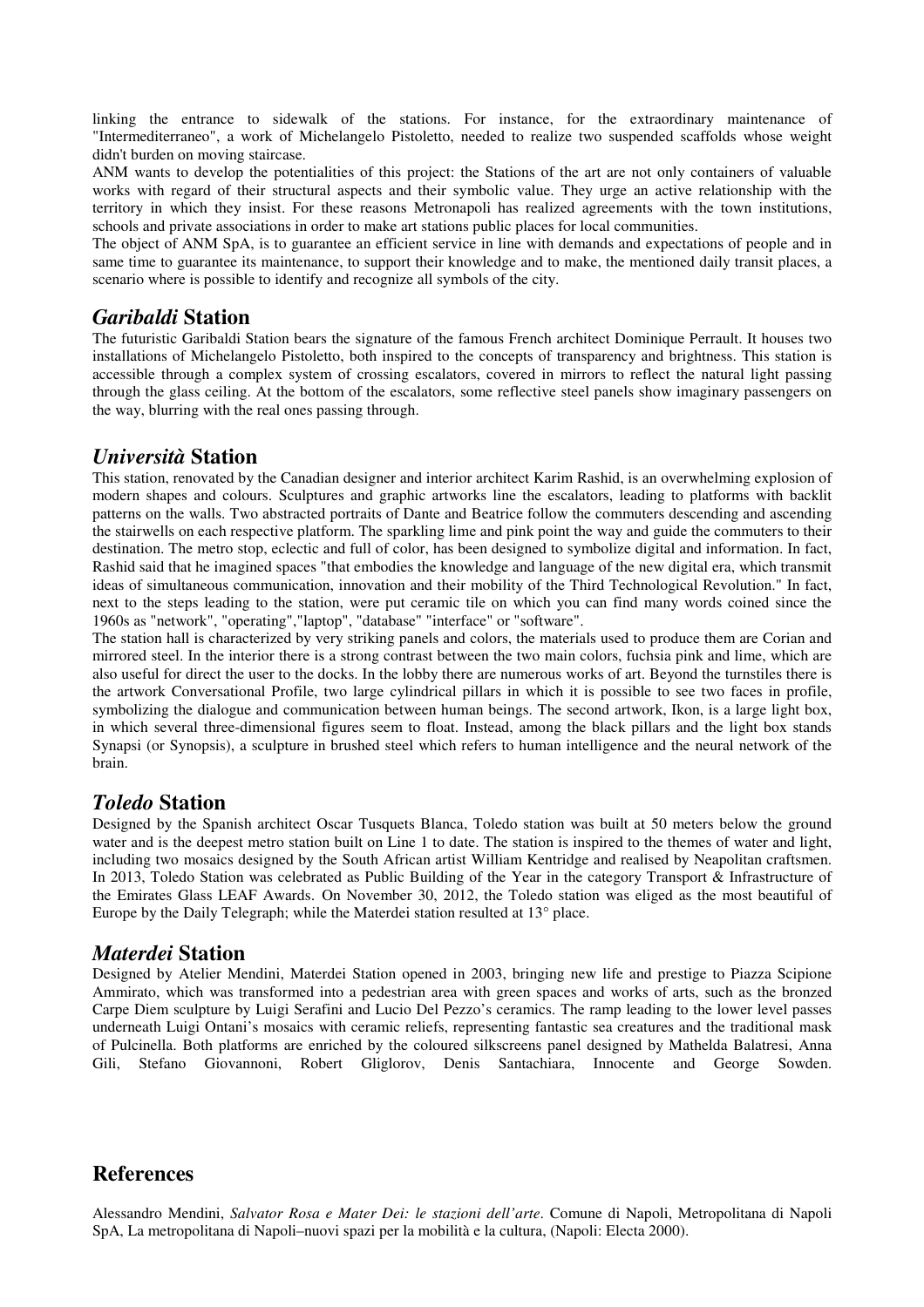linking the entrance to sidewalk of the stations. For instance, for the extraordinary maintenance of "Intermediterraneo", a work of Michelangelo Pistoletto, needed to realize two suspended scaffolds whose weight didn't burden on moving staircase.

ANM wants to develop the potentialities of this project: the Stations of the art are not only containers of valuable works with regard of their structural aspects and their symbolic value. They urge an active relationship with the territory in which they insist. For these reasons Metronapoli has realized agreements with the town institutions, schools and private associations in order to make art stations public places for local communities.

The object of ANM SpA, is to guarantee an efficient service in line with demands and expectations of people and in same time to guarantee its maintenance, to support their knowledge and to make, the mentioned daily transit places, a scenario where is possible to identify and recognize all symbols of the city.

## *Garibaldi* Station

The futuristic Garibaldi Station bears the signature of the famous French architect Dominique Perrault. It houses two installations of Michelangelo Pistoletto, both inspired to the concepts of transparency and brightness. This station is accessible through a complex system of crossing escalators, covered in mirrors to reflect the natural light passing through the glass ceiling. At the bottom of the escalators, some reflective steel panels show imaginary passengers on the way, blurring with the real ones passing through.

## *Università* Station

This station, renovated by the Canadian designer and interior architect Karim Rashid, is an overwhelming explosion of modern shapes and colours. Sculptures and graphic artworks line the escalators, leading to platforms with backlit patterns on the walls. Two abstracted portraits of Dante and Beatrice follow the commuters descending and ascending the stairwells on each respective platform. The sparkling lime and pink point the way and guide the commuters to their destination. The metro stop, eclectic and full of color, has been designed to symbolize digital and information. In fact, Rashid said that he imagined spaces "that embodies the knowledge and language of the new digital era, which transmit ideas of simultaneous communication, innovation and their mobility of the Third Technological Revolution." In fact, next to the steps leading to the station, were put ceramic tile on which you can find many words coined since the 1960s as "network", "operating","laptop", "database" "interface" or "software".

The station hall is characterized by very striking panels and colors, the materials used to produce them are Corian and mirrored steel. In the interior there is a strong contrast between the two main colors, fuchsia pink and lime, which are also useful for direct the user to the docks. In the lobby there are numerous works of art. Beyond the turnstiles there is the artwork Conversational Profile, two large cylindrical pillars in which it is possible to see two faces in profile, symbolizing the dialogue and communication between human beings. The second artwork, Ikon, is a large light box, in which several three-dimensional figures seem to float. Instead, among the black pillars and the light box stands Synapsi (or Synopsis), a sculpture in brushed steel which refers to human intelligence and the neural network of the brain.

## *Toledo* Station

Designed by the Spanish architect Oscar Tusquets Blanca, Toledo station was built at 50 meters below the ground water and is the deepest metro station built on Line 1 to date. The station is inspired to the themes of water and light, including two mosaics designed by the South African artist William Kentridge and realised by Neapolitan craftsmen. In 2013, Toledo Station was celebrated as Public Building of the Year in the category Transport & Infrastructure of the Emirates Glass LEAF Awards. On November 30, 2012, the Toledo station was eliged as the most beautiful of Europe by the Daily Telegraph; while the Materdei station resulted at 13° place.

## *Materdei* Station

Designed by Atelier Mendini, Materdei Station opened in 2003, bringing new life and prestige to Piazza Scipione Ammirato, which was transformed into a pedestrian area with green spaces and works of arts, such as the bronzed Carpe Diem sculpture by Luigi Serafini and Lucio Del Pezzo's ceramics. The ramp leading to the lower level passes underneath Luigi Ontani's mosaics with ceramic reliefs, representing fantastic sea creatures and the traditional mask of Pulcinella. Both platforms are enriched by the coloured silkscreens panel designed by Mathelda Balatresi, Anna Gili, Stefano Giovannoni, Robert Gliglorov, Denis Santachiara, Innocente and George Sowden.

## References

Alessandro Mendini, *Salvator Rosa e Mater Dei: le stazioni dell'arte*. Comune di Napoli, Metropolitana di Napoli SpA, La metropolitana di Napoli–nuovi spazi per la mobilità e la cultura, (Napoli: Electa 2000).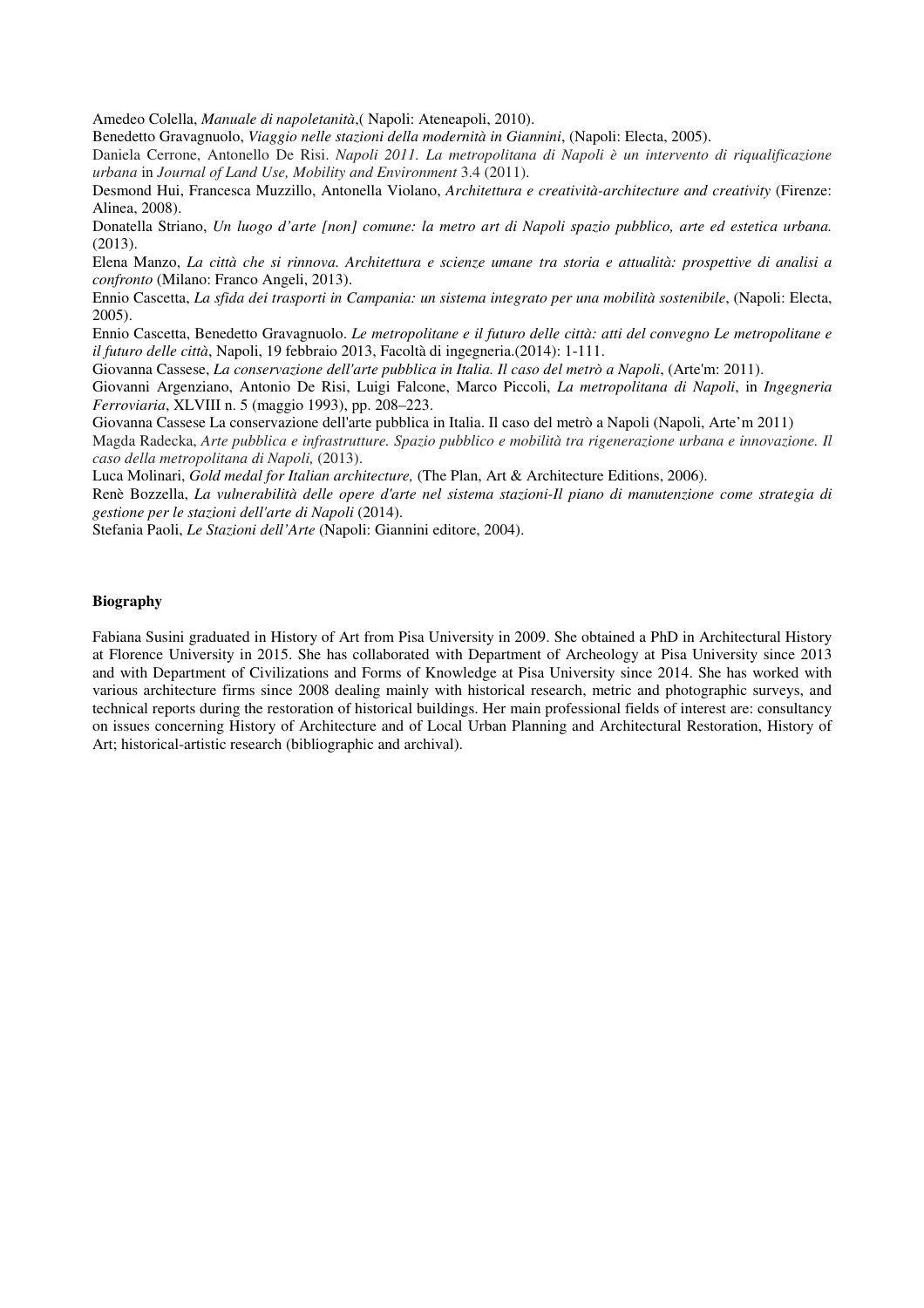Amedeo Colella, *Manuale di napoletanità*,( Napoli: Ateneapoli, 2010).

Benedetto Gravagnuolo, *Viaggio nelle stazioni della modernità in Giannini*, (Napoli: Electa, 2005).

Daniela Cerrone, Antonello De Risi. *Napoli 2011. La metropolitana di Napoli è un intervento di riqualificazione urbana* in *Journal of Land Use, Mobility and Environment* 3.4 (2011).

Desmond Hui, Francesca Muzzillo, Antonella Violano, *Architettura e creatività-architecture and creativity* (Firenze: Alinea, 2008).

Donatella Striano, *Un luogo d'arte [non] comune: la metro art di Napoli spazio pubblico, arte ed estetica urbana.* (2013).

Elena Manzo, *La città che si rinnova. Architettura e scienze umane tra storia e attualità: prospettive di analisi a confronto* (Milano: Franco Angeli, 2013).

Ennio Cascetta, *La sfida dei trasporti in Campania: un sistema integrato per una mobilità sostenibile*, (Napoli: Electa, 2005).

Ennio Cascetta, Benedetto Gravagnuolo. *Le metropolitane e il futuro delle città: atti del convegno Le metropolitane e il futuro delle città*, Napoli, 19 febbraio 2013, Facoltà di ingegneria.(2014): 1-111.

Giovanna Cassese, *La conservazione dell'arte pubblica in Italia. Il caso del metrò a Napoli*, (Arte'm: 2011).

Giovanni Argenziano, Antonio De Risi, Luigi Falcone, Marco Piccoli, *La metropolitana di Napoli*, in *Ingegneria Ferroviaria*, XLVIII n. 5 (maggio 1993), pp. 208–223.

Giovanna Cassese La conservazione dell'arte pubblica in Italia. Il caso del metrò a Napoli (Napoli, Arte'm 2011)

Magda Radecka, *Arte pubblica e infrastrutture. Spazio pubblico e mobilità tra rigenerazione urbana e innovazione. Il caso della metropolitana di Napoli,* (2013).

Luca Molinari, *Gold medal for Italian architecture,* (The Plan, Art & Architecture Editions, 2006).

Renè Bozzella, *La vulnerabilità delle opere d'arte nel sistema stazioni-Il piano di manutenzione come strategia di gestione per le stazioni dell'arte di Napoli* (2014).

Stefania Paoli, *Le Stazioni dell'Arte* (Napoli: Giannini editore, 2004).

**Biography**

Fabiana Susini graduated in History of Art from Pisa University in 2009. She obtained a PhD in Architectural History at Florence University in 2015. She has collaborated with Department of Archeology at Pisa University since 2013 and with Department of Civilizations and Forms of Knowledge at Pisa University since 2014. She has worked with various architecture firms since 2008 dealing mainly with historical research, metric and photographic surveys, and technical reports during the restoration of historical buildings. Her main professional fields of interest are: consultancy on issues concerning History of Architecture and of Local Urban Planning and Architectural Restoration, History of Art; historical-artistic research (bibliographic and archival).